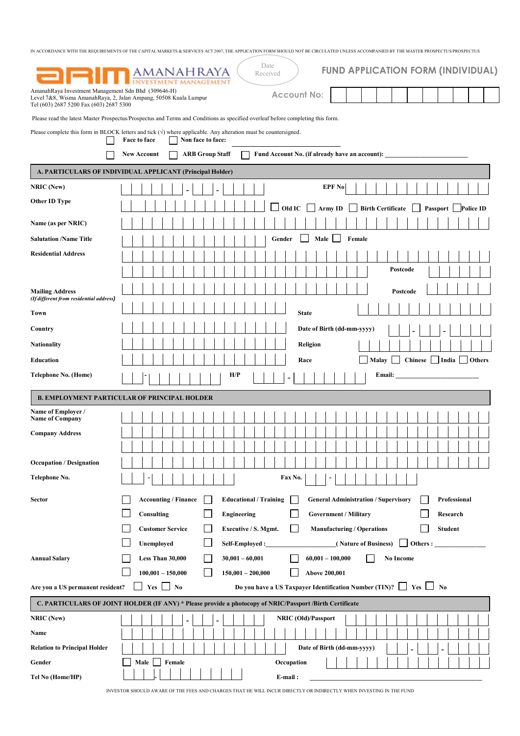IN ACCORDANCE WITH THE REQUIREMENTS OF THE CAPITAL MARKETS & SERVICES ACT 2007, THE APPLICATION FORM SHOULD NOT BE CIRCULATED UNLESS ACCOMPANIED BY THE MASTER PROSPECTUS/PROSPECTUS

**ARIM AMANAHRAYA INVESTMENT MANAGEMENT**

Date Received

# FUND APPLICATION FORM (INDIVIDUAL)

AmanahRaya Investment Management Sdn Bhd (309646-H)
Level 7&8, Wisma AmanahRaya, 2, Jalan Ampang, 50508 Kuala Lumpur
Tel (603) 2687 5200 Fax (603) 2687 5300

**Account No:**

Please read the latest Master Prospectus/Prospectus and Terms and Conditions as specified overleaf before completing this form.

Please complete this form in BLOCK letters and tick (√) where applicable. Any alteration must be countersigned.

☐ **Face to face** ☐ **Non face to face:** ____________________

☐ **New Account** ☐ **ARB Group Staff** ☐ **Fund Account No. (if already have an account):** ____________________

## A. PARTICULARS OF INDIVIDUAL APPLICANT (Principal Holder)

**NRIC (New)** ______ - ___ - ____ **EPF No** ____________

**Other ID Type** ____________ ☐ **Old IC** ☐ **Army ID** ☐ **Birth Certificate** ☐ **Passport** ☐ **Police ID**

**Name (as per NRIC)** ____________

**Salutation /Name Title** ____________ **Gender** ☐ **Male** ☐ **Female**

**Residential Address** ____________
____________ **Postcode** ______

**Mailing Address**
*(If different from residential address)* ____________ **Postcode** ______

**Town** ____________ **State** ____________

**Country** ____________ **Date of Birth (dd-mm-yyyy)** __ - __ - ____

**Nationality** ____________ **Religion** ____________

**Education** ____________ **Race** ☐ **Malay** ☐ **Chinese** ☐ **India** ☐ **Others**

**Telephone No. (Home)** ___ - ________ **H/P** ___ - ________ **Email:** ____________________

## B. EMPLOYMENT PARTICULAR OF PRINCIPAL HOLDER

**Name of Employer / Name of Company** ____________

**Company Address** ____________
____________

**Occupation / Designation** ____________

**Telephone No.** ___ - ________ **Fax No.** ___ - ________

**Sector**

☐ **Accounting / Finance** ☐ **Educational / Training** ☐ **General Administration / Supervisory** ☐ **Professional**
☐ **Consulting** ☐ **Engineering** ☐ **Government / Military** ☐ **Research**
☐ **Customer Service** ☐ **Executive / S. Mgmt.** ☐ **Manufacturing / Operations** ☐ **Student**
☐ **Unemployed** ☐ **Self-Employed :**____________________**( Nature of Business)** ☐ **Others :** ______________

**Annual Salary**

☐ **Less Than 30,000** ☐ **30,001 – 60,001** ☐ **60,001 – 100,000** ☐ **No Income**
☐ **100,001 – 150,000** ☐ **150,001 – 200,000** ☐ **Above 200,001**

**Are you a US permanent resident?** ☐ **Yes** ☐ **No** **Do you have a US Taxpayer Identification Number (TIN)?** ☐ **Yes** ☐ **No**

## C. PARTICULARS OF JOINT HOLDER (IF ANY) * Please provide a photocopy of NRIC/Passport /Birth Certificate

**NRIC (New)** ______ - ___ - ____ **NRIC (Old)/Passport** ____________

**Name** ____________

**Relation to Principal Holder** ____________ **Date of Birth (dd-mm-yyyy)** __ - __ - ____

**Gender** ☐ **Male** ☐ **Female** **Occupation** ____________

**Tel No (Home/HP)** ___ - ________ **E-mail :** ____________________

INVESTOR SHOULD AWARE OF THE FEES AND CHARGES THAT HE WILL INCUR DIRECTLY OR INDIRECTLY WHEN INVESTING IN THE FUND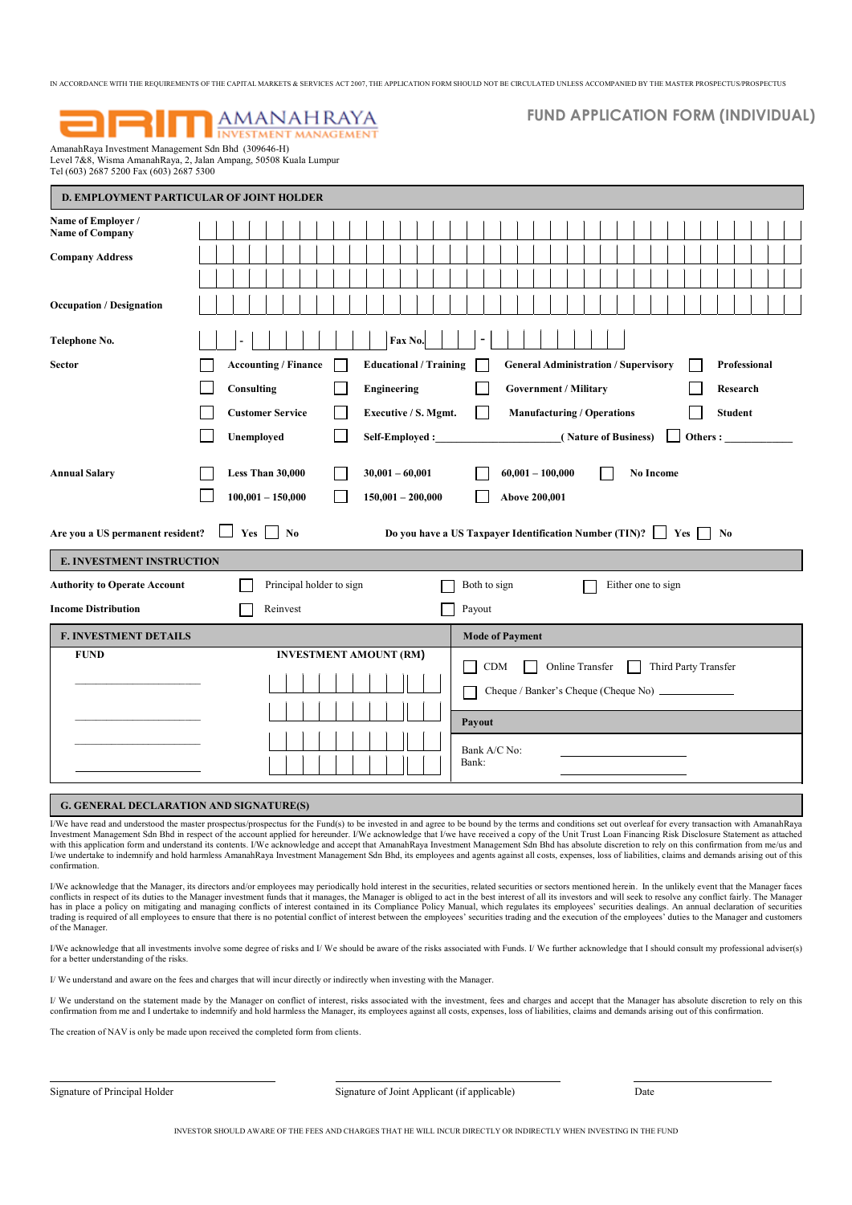IN ACCORDANCE WITH THE REQUIREMENTS OF THE CAPITAL MARKETS & SERVICES ACT 2007, THE APPLICATION FORM SHOULD NOT BE CIRCULATED UNLESS ACCOMPANIED BY THE MASTER PROSPECTUS/PROSPECTUS

**ARIM AMANAHRAYA INVESTMENT MANAGEMENT**

# FUND APPLICATION FORM (INDIVIDUAL)

AmanahRaya Investment Management Sdn Bhd (309646-H)
Level 7&8, Wisma AmanahRaya, 2, Jalan Ampang, 50508 Kuala Lumpur
Tel (603) 2687 5200 Fax (603) 2687 5300

## D. EMPLOYMENT PARTICULAR OF JOINT HOLDER

**Name of Employer / Name of Company**

**Company Address**

**Occupation / Designation**

**Telephone No.** ___ - ___ **Fax No.** ___ - ___

**Sector**

- ☐ **Accounting / Finance**
- ☐ **Educational / Training**
- ☐ **General Administration / Supervisory**
- ☐ **Professional**
- ☐ **Consulting**
- ☐ **Engineering**
- ☐ **Government / Military**
- ☐ **Research**
- ☐ **Customer Service**
- ☐ **Executive / S. Mgmt.**
- ☐ **Manufacturing / Operations**
- ☐ **Student**
- ☐ **Unemployed**
- ☐ **Self-Employed :** ____________ **( Nature of Business)**
- ☐ **Others :** ____________

**Annual Salary**

- ☐ **Less Than 30,000**
- ☐ **30,001 – 60,001**
- ☐ **60,001 – 100,000**
- ☐ **No Income**
- ☐ **100,001 – 150,000**
- ☐ **150,001 – 200,000**
- ☐ **Above 200,001**

**Are you a US permanent resident?** ☐ **Yes** ☐ **No**

**Do you have a US Taxpayer Identification Number (TIN)?** ☐ **Yes** ☐ **No**

## E. INVESTMENT INSTRUCTION

**Authority to Operate Account** ☐ Principal holder to sign ☐ Both to sign ☐ Either one to sign

**Income Distribution** ☐ Reinvest ☐ Payout

## F. INVESTMENT DETAILS

| FUND | INVESTMENT AMOUNT (RM) |
|---|---|
| ____________ | |
| ____________ | |
| ____________ | |
| ____________ | |

**Mode of Payment**

☐ CDM ☐ Online Transfer ☐ Third Party Transfer

☐ Cheque / Banker's Cheque (Cheque No) ____________

**Payout**

Bank A/C No: ____________

Bank: ____________

## G. GENERAL DECLARATION AND SIGNATURE(S)

I/We have read and understood the master prospectus/prospectus for the Fund(s) to be invested in and agree to be bound by the terms and conditions set out overleaf for every transaction with AmanahRaya Investment Management Sdn Bhd in respect of the account applied for hereunder. I/We acknowledge that I/we have received a copy of the Unit Trust Loan Financing Risk Disclosure Statement as attached with this application form and understand its contents. I/We acknowledge and accept that AmanahRaya Investment Management Sdn Bhd has absolute discretion to rely on this confirmation from me/us and I/we undertake to indemnify and hold harmless AmanahRaya Investment Management Sdn Bhd, its employees and agents against all costs, expenses, loss of liabilities, claims and demands arising out of this confirmation.

I/We acknowledge that the Manager, its directors and/or employees may periodically hold interest in the securities, related securities or sectors mentioned herein. In the unlikely event that the Manager faces conflicts in respect of its duties to the Manager investment funds that it manages, the Manager is obliged to act in the best interest of all its investors and will seek to resolve any conflict fairly. The Manager has in place a policy on mitigating and managing conflicts of interest contained in its Compliance Policy Manual, which regulates its employees' securities dealings. An annual declaration of securities trading is required of all employees to ensure that there is no potential conflict of interest between the employees' securities trading and the execution of the employees' duties to the Manager and customers of the Manager.

I/We acknowledge that all investments involve some degree of risks and I/ We should be aware of the risks associated with Funds. I/ We further acknowledge that I should consult my professional adviser(s) for a better understanding of the risks.

I/ We understand and aware on the fees and charges that will incur directly or indirectly when investing with the Manager.

I/ We understand on the statement made by the Manager on conflict of interest, risks associated with the investment, fees and charges and accept that the Manager has absolute discretion to rely on this confirmation from me and I undertake to indemnify and hold harmless the Manager, its employees against all costs, expenses, loss of liabilities, claims and demands arising out of this confirmation.

The creation of NAV is only be made upon received the completed form from clients.

____________________ Signature of Principal Holder

____________________ Signature of Joint Applicant (if applicable)

____________________ Date

INVESTOR SHOULD AWARE OF THE FEES AND CHARGES THAT HE WILL INCUR DIRECTLY OR INDIRECTLY WHEN INVESTING IN THE FUND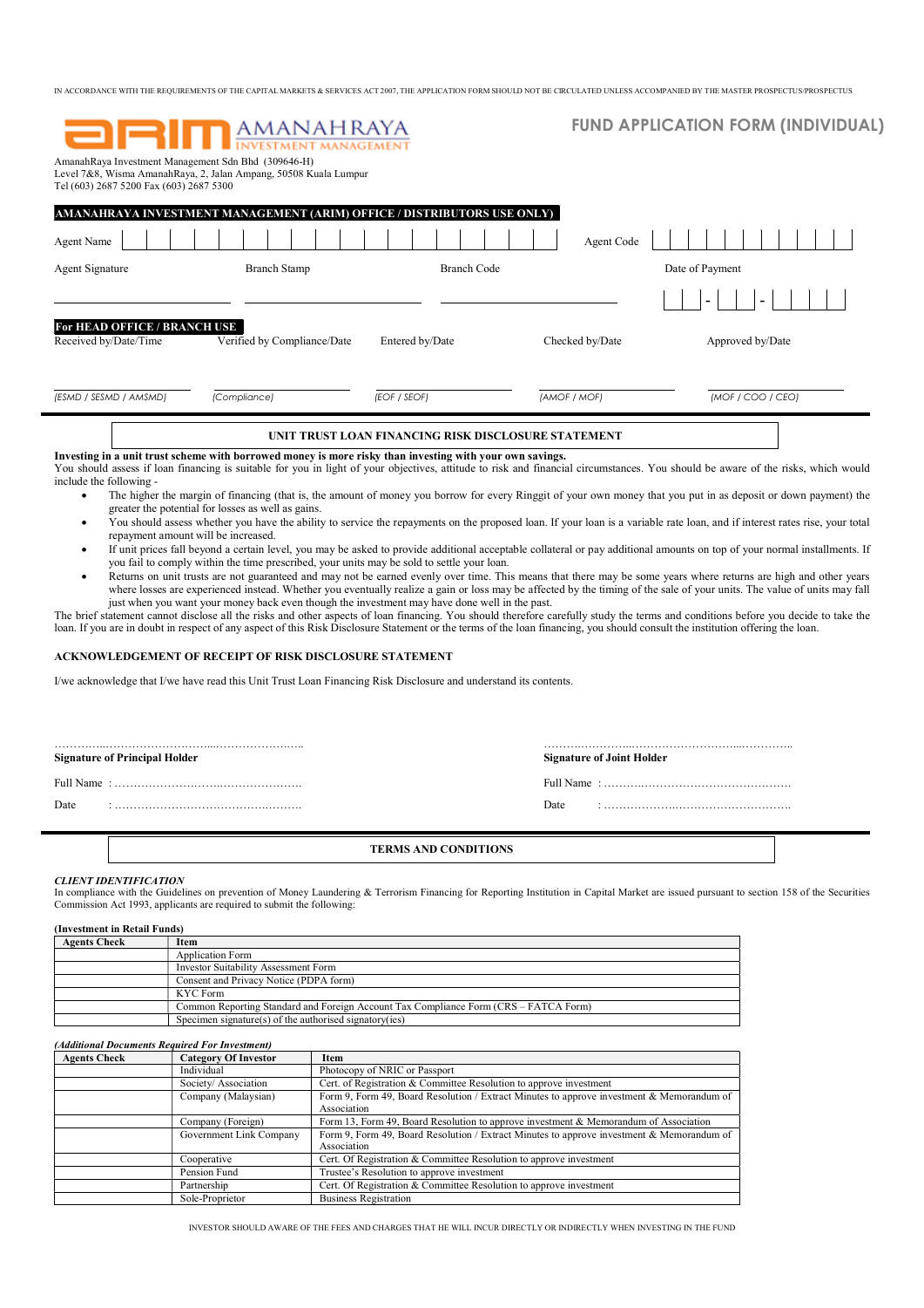IN ACCORDANCE WITH THE REQUIREMENTS OF THE CAPITAL MARKETS & SERVICES ACT 2007, THE APPLICATION FORM SHOULD NOT BE CIRCULATED UNLESS ACCOMPANIED BY THE MASTER PROSPECTUS/PROSPECTUS

ARIM AMANAHRAYA INVESTMENT MANAGEMENT

# FUND APPLICATION FORM (INDIVIDUAL)

AmanahRaya Investment Management Sdn Bhd (309646-H)
Level 7&8, Wisma AmanahRaya, 2, Jalan Ampang, 50508 Kuala Lumpur
Tel (603) 2687 5200 Fax (603) 2687 5300

**AMANAHRAYA INVESTMENT MANAGEMENT (ARIM) OFFICE / DISTRIBUTORS USE ONLY)**

Agent Name | | | | | | | | | | | | | | | | | | | Agent Code | | | | | | | | | | | |

Agent Signature ____________ Branch Stamp ____________ Branch Code ____________ Date of Payment | | | - | | | - | | | | |

**For HEAD OFFICE / BRANCH USE**

| Received by/Date/Time | Verified by Compliance/Date | Entered by/Date | Checked by/Date | Approved by/Date |
|---|---|---|---|---|
| *(ESMD / SESMD / AMSMD)* | *(Compliance)* | *(EOF / SEOF)* | *(AMOF / MOF)* | *(MOF / COO / CEO)* |

## UNIT TRUST LOAN FINANCING RISK DISCLOSURE STATEMENT

**Investing in a unit trust scheme with borrowed money is more risky than investing with your own savings.**
You should assess if loan financing is suitable for you in light of your objectives, attitude to risk and financial circumstances. You should be aware of the risks, which would include the following -

- The higher the margin of financing (that is, the amount of money you borrow for every Ringgit of your own money that you put in as deposit or down payment) the greater the potential for losses as well as gains.
- You should assess whether you have the ability to service the repayments on the proposed loan. If your loan is a variable rate loan, and if interest rates rise, your total repayment amount will be increased.
- If unit prices fall beyond a certain level, you may be asked to provide additional acceptable collateral or pay additional amounts on top of your normal installments. If you fail to comply within the time prescribed, your units may be sold to settle your loan.
- Returns on unit trusts are not guaranteed and may not be earned evenly over time. This means that there may be some years where returns are high and other years where losses are experienced instead. Whether you eventually realize a gain or loss may be affected by the timing of the sale of your units. The value of units may fall just when you want your money back even though the investment may have done well in the past.

The brief statement cannot disclose all the risks and other aspects of loan financing. You should therefore carefully study the terms and conditions before you decide to take the loan. If you are in doubt in respect of any aspect of this Risk Disclosure Statement or the terms of the loan financing, you should consult the institution offering the loan.

### ACKNOWLEDGEMENT OF RECEIPT OF RISK DISCLOSURE STATEMENT

I/we acknowledge that I/we have read this Unit Trust Loan Financing Risk Disclosure and understand its contents.

……………………………………………………… 
**Signature of Principal Holder**

Full Name : ……………………………………………

Date : ……………………………………………

……………………………………………………… 
**Signature of Joint Holder**

Full Name : ……………………………………………

Date : ……………………………………………

## TERMS AND CONDITIONS

***CLIENT IDENTIFICATION***
In compliance with the Guidelines on prevention of Money Laundering & Terrorism Financing for Reporting Institution in Capital Market are issued pursuant to section 158 of the Securities Commission Act 1993, applicants are required to submit the following:

**(Investment in Retail Funds)**

| Agents Check | Item |
|---|---|
| | Application Form |
| | Investor Suitability Assessment Form |
| | Consent and Privacy Notice (PDPA form) |
| | KYC Form |
| | Common Reporting Standard and Foreign Account Tax Compliance Form (CRS – FATCA Form) |
| | Specimen signature(s) of the authorised signatory(ies) |

***(Additional Documents Required For Investment)***

| Agents Check | Category Of Investor | Item |
|---|---|---|
| | Individual | Photocopy of NRIC or Passport |
| | Society/ Association | Cert. of Registration & Committee Resolution to approve investment |
| | Company (Malaysian) | Form 9, Form 49, Board Resolution / Extract Minutes to approve investment & Memorandum of Association |
| | Company (Foreign) | Form 13, Form 49, Board Resolution to approve investment & Memorandum of Association |
| | Government Link Company | Form 9, Form 49, Board Resolution / Extract Minutes to approve investment & Memorandum of Association |
| | Cooperative | Cert. Of Registration & Committee Resolution to approve investment |
| | Pension Fund | Trustee's Resolution to approve investment |
| | Partnership | Cert. Of Registration & Committee Resolution to approve investment |
| | Sole-Proprietor | Business Registration |

INVESTOR SHOULD AWARE OF THE FEES AND CHARGES THAT HE WILL INCUR DIRECTLY OR INDIRECTLY WHEN INVESTING IN THE FUND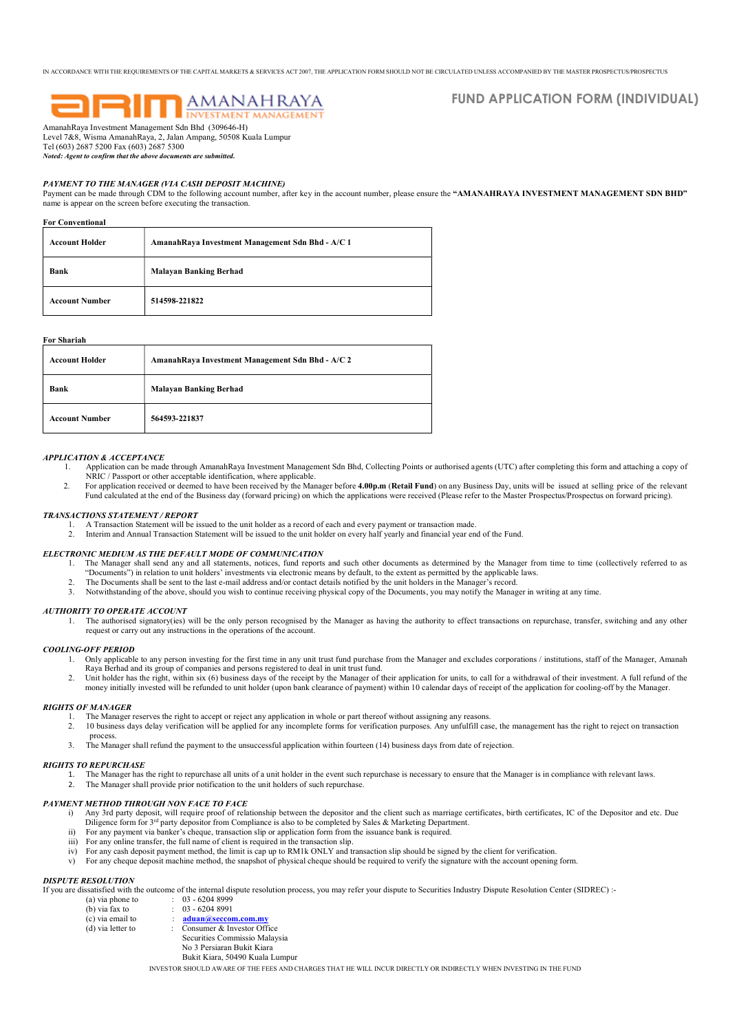IN ACCORDANCE WITH THE REQUIREMENTS OF THE CAPITAL MARKETS & SERVICES ACT 2007, THE APPLICATION FORM SHOULD NOT BE CIRCULATED UNLESS ACCOMPANIED BY THE MASTER PROSPECTUS/PROSPECTUS

AMANAHRAYA INVESTMENT MANAGEMENT

# FUND APPLICATION FORM (INDIVIDUAL)

AmanahRaya Investment Management Sdn Bhd (309646-H)
Level 7&8, Wisma AmanahRaya, 2, Jalan Ampang, 50508 Kuala Lumpur
Tel (603) 2687 5200 Fax (603) 2687 5300
***Noted: Agent to confirm that the above documents are submitted.***

### *PAYMENT TO THE MANAGER (VIA CASH DEPOSIT MACHINE)*

Payment can be made through CDM to the following account number, after key in the account number, please ensure the **"AMANAHRAYA INVESTMENT MANAGEMENT SDN BHD"** name is appear on the screen before executing the transaction.

**For Conventional**

| | |
|---|---|
| **Account Holder** | **AmanahRaya Investment Management Sdn Bhd - A/C 1** |
| **Bank** | **Malayan Banking Berhad** |
| **Account Number** | **514598-221822** |

**For Shariah**

| | |
|---|---|
| **Account Holder** | **AmanahRaya Investment Management Sdn Bhd - A/C 2** |
| **Bank** | **Malayan Banking Berhad** |
| **Account Number** | **564593-221837** |

### *APPLICATION & ACCEPTANCE*

1. Application can be made through AmanahRaya Investment Management Sdn Bhd, Collecting Points or authorised agents (UTC) after completing this form and attaching a copy of NRIC / Passport or other acceptable identification, where applicable.
2. For application received or deemed to have been received by the Manager before **4.00p.m** (**Retail Fund**) on any Business Day, units will be issued at selling price of the relevant Fund calculated at the end of the Business day (forward pricing) on which the applications were received (Please refer to the Master Prospectus/Prospectus on forward pricing).

### *TRANSACTIONS STATEMENT / REPORT*

1. A Transaction Statement will be issued to the unit holder as a record of each and every payment or transaction made.
2. Interim and Annual Transaction Statement will be issued to the unit holder on every half yearly and financial year end of the Fund.

### *ELECTRONIC MEDIUM AS THE DEFAULT MODE OF COMMUNICATION*

1. The Manager shall send any and all statements, notices, fund reports and such other documents as determined by the Manager from time to time (collectively referred to as "Documents") in relation to unit holders' investments via electronic means by default, to the extent as permitted by the applicable laws.
2. The Documents shall be sent to the last e-mail address and/or contact details notified by the unit holders in the Manager's record.
3. Notwithstanding of the above, should you wish to continue receiving physical copy of the Documents, you may notify the Manager in writing at any time.

### *AUTHORITY TO OPERATE ACCOUNT*

1. The authorised signatory(ies) will be the only person recognised by the Manager as having the authority to effect transactions on repurchase, transfer, switching and any other request or carry out any instructions in the operations of the account.

### *COOLING-OFF PERIOD*

1. Only applicable to any person investing for the first time in any unit trust fund purchase from the Manager and excludes corporations / institutions, staff of the Manager, Amanah Raya Berhad and its group of companies and persons registered to deal in unit trust fund.
2. Unit holder has the right, within six (6) business days of the receipt by the Manager of their application for units, to call for a withdrawal of their investment. A full refund of the money initially invested will be refunded to unit holder (upon bank clearance of payment) within 10 calendar days of receipt of the application for cooling-off by the Manager.

### *RIGHTS OF MANAGER*

1. The Manager reserves the right to accept or reject any application in whole or part thereof without assigning any reasons.
2. 10 business days delay verification will be applied for any incomplete forms for verification purposes. Any unfulfill case, the management has the right to reject on transaction process.
3. The Manager shall refund the payment to the unsuccessful application within fourteen (14) business days from date of rejection.

### *RIGHTS TO REPURCHASE*

1. The Manager has the right to repurchase all units of a unit holder in the event such repurchase is necessary to ensure that the Manager is in compliance with relevant laws.
2. The Manager shall provide prior notification to the unit holders of such repurchase.

### *PAYMENT METHOD THROUGH NON FACE TO FACE*

i) Any 3rd party deposit, will require proof of relationship between the depositor and the client such as marriage certificates, birth certificates, IC of the Depositor and etc. Due Diligence form for 3rd party depositor from Compliance is also to be completed by Sales & Marketing Department.
ii) For any payment via banker's cheque, transaction slip or application form from the issuance bank is required.
iii) For any online transfer, the full name of client is required in the transaction slip.
iv) For any cash deposit payment method, the limit is cap up to RM1k ONLY and transaction slip should be signed by the client for verification.
v) For any cheque deposit machine method, the snapshot of physical cheque should be required to verify the signature with the account opening form.

### *DISPUTE RESOLUTION*

If you are dissatisfied with the outcome of the internal dispute resolution process, you may refer your dispute to Securities Industry Dispute Resolution Center (SIDREC) :-

(a) via phone to : 03 - 6204 8999
(b) via fax to : 03 - 6204 8991
(c) via email to : **aduan@seccom.com.my**
(d) via letter to : Consumer & Investor Office
Securities Commissio Malaysia
No 3 Persiaran Bukit Kiara
Bukit Kiara, 50490 Kuala Lumpur

INVESTOR SHOULD AWARE OF THE FEES AND CHARGES THAT HE WILL INCUR DIRECTLY OR INDIRECTLY WHEN INVESTING IN THE FUND